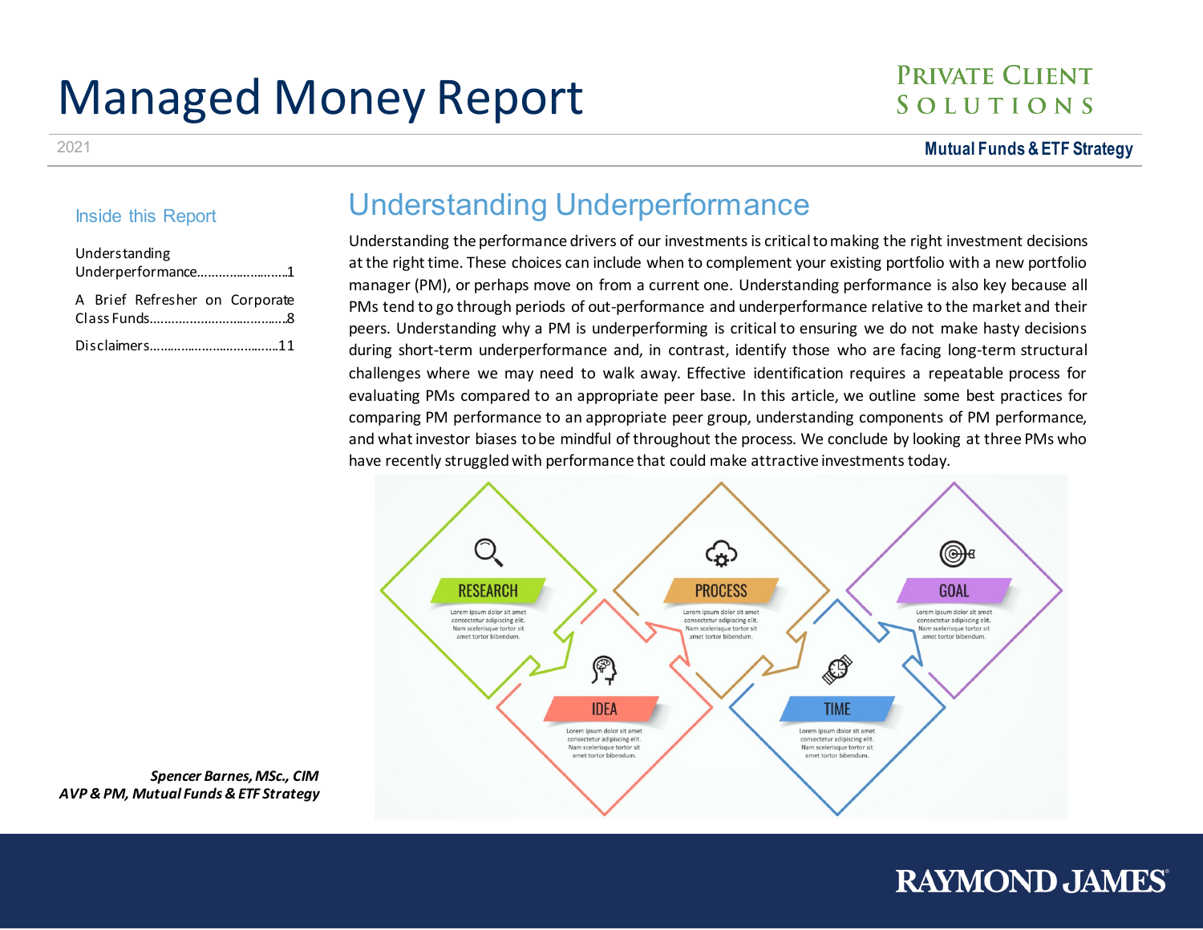# Managed Money Report

PRIVATE CLIENT SOLUTIONS

2021

**Mutual Funds & ETF Strategy**

### Inside this Report

Understanding Underperformance……………………1

A Brief Refresher on Corporate Class Funds…………………………………8

Disclaimers………………………………11

## Understanding Underperformance

Understanding the performance drivers of our investments is critical to making the right investment decisions at the right time. These choices can include when to complement your existing portfolio with a new portfolio manager (PM), or perhaps move on from a current one. Understanding performance is also key because all PMs tend to go through periods of out-performance and underperformance relative to the market and their peers. Understanding why a PM is underperforming is critical to ensuring we do not make hasty decisions during short-term underperformance and, in contrast, identify those who are facing long-term structural challenges where we may need to walk away. Effective identification requires a repeatable process for evaluating PMs compared to an appropriate peer base. In this article, we outline some best practices for comparing PM performance to an appropriate peer group, understanding components of PM performance, and what investor biases to be mindful of throughout the process. We conclude by looking at three PMs who have recently struggled with performance that could make attractive investments today.

***Spencer Barnes, MSc., CIM***
***AVP & PM, Mutual Funds & ETF Strategy***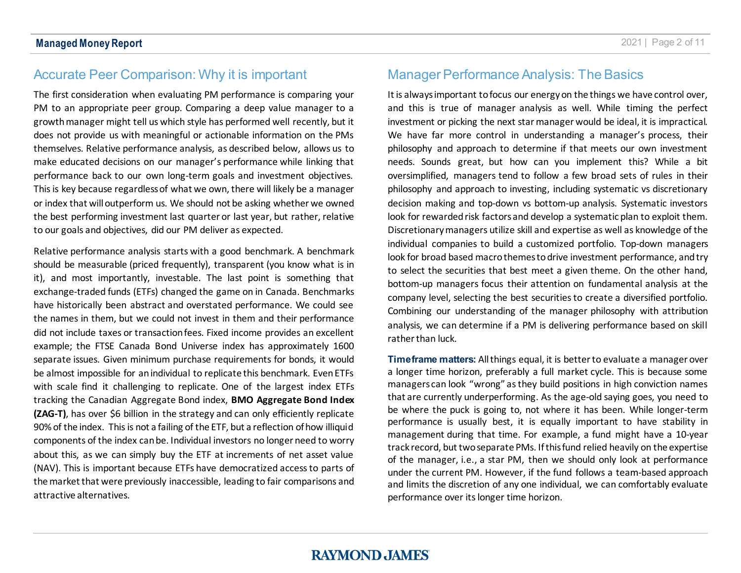## Accurate Peer Comparison: Why it is important

The first consideration when evaluating PM performance is comparing your PM to an appropriate peer group. Comparing a deep value manager to a growth manager might tell us which style has performed well recently, but it does not provide us with meaningful or actionable information on the PMs themselves. Relative performance analysis, as described below, allows us to make educated decisions on our manager's performance while linking that performance back to our own long-term goals and investment objectives. This is key because regardless of what we own, there will likely be a manager or index that will outperform us. We should not be asking whether we owned the best performing investment last quarter or last year, but rather, relative to our goals and objectives, did our PM deliver as expected.

Relative performance analysis starts with a good benchmark. A benchmark should be measurable (priced frequently), transparent (you know what is in it), and most importantly, investable. The last point is something that exchange-traded funds (ETFs) changed the game on in Canada. Benchmarks have historically been abstract and overstated performance. We could see the names in them, but we could not invest in them and their performance did not include taxes or transaction fees. Fixed income provides an excellent example; the FTSE Canada Bond Universe index has approximately 1600 separate issues. Given minimum purchase requirements for bonds, it would be almost impossible for an individual to replicate this benchmark. Even ETFs with scale find it challenging to replicate. One of the largest index ETFs tracking the Canadian Aggregate Bond index, **BMO Aggregate Bond Index (ZAG-T)**, has over $6 billion in the strategy and can only efficiently replicate 90% of the index. This is not a failing of the ETF, but a reflection of how illiquid components of the index can be. Individual investors no longer need to worry about this, as we can simply buy the ETF at increments of net asset value (NAV). This is important because ETFs have democratized access to parts of the market that were previously inaccessible, leading to fair comparisons and attractive alternatives.

## Manager Performance Analysis: The Basics

It is always important to focus our energy on the things we have control over, and this is true of manager analysis as well. While timing the perfect investment or picking the next star manager would be ideal, it is impractical. We have far more control in understanding a manager's process, their philosophy and approach to determine if that meets our own investment needs. Sounds great, but how can you implement this? While a bit oversimplified, managers tend to follow a few broad sets of rules in their philosophy and approach to investing, including systematic vs discretionary decision making and top-down vs bottom-up analysis. Systematic investors look for rewarded risk factors and develop a systematic plan to exploit them. Discretionary managers utilize skill and expertise as well as knowledge of the individual companies to build a customized portfolio. Top-down managers look for broad based macro themes to drive investment performance, and try to select the securities that best meet a given theme. On the other hand, bottom-up managers focus their attention on fundamental analysis at the company level, selecting the best securities to create a diversified portfolio. Combining our understanding of the manager philosophy with attribution analysis, we can determine if a PM is delivering performance based on skill rather than luck.

**Timeframe matters:** All things equal, it is better to evaluate a manager over a longer time horizon, preferably a full market cycle. This is because some managers can look "wrong" as they build positions in high conviction names that are currently underperforming. As the age-old saying goes, you need to be where the puck is going to, not where it has been. While longer-term performance is usually best, it is equally important to have stability in management during that time. For example, a fund might have a 10-year track record, but two separate PMs. If this fund relied heavily on the expertise of the manager, i.e., a star PM, then we should only look at performance under the current PM. However, if the fund follows a team-based approach and limits the discretion of any one individual, we can comfortably evaluate performance over its longer time horizon.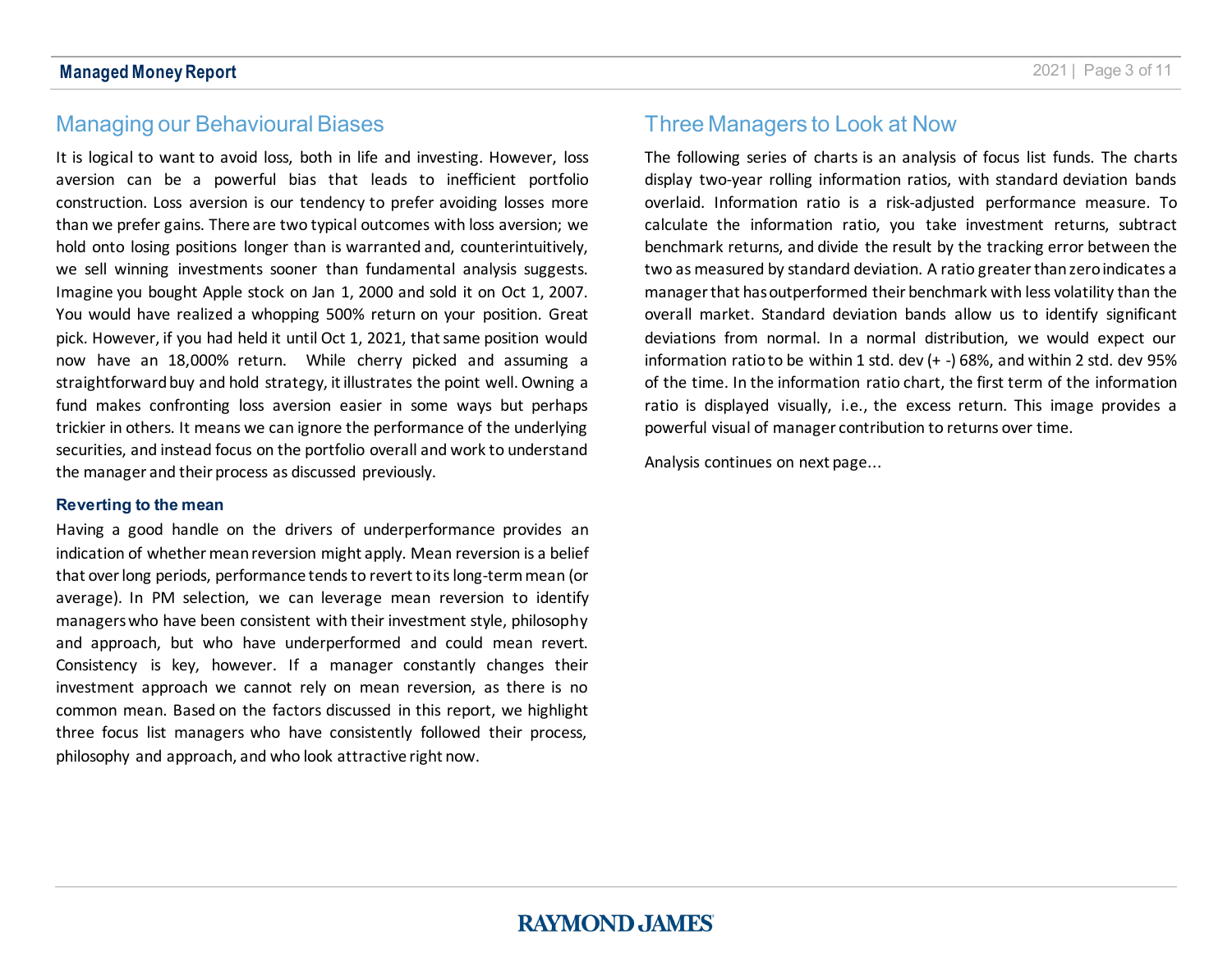## Managing our Behavioural Biases

It is logical to want to avoid loss, both in life and investing. However, loss aversion can be a powerful bias that leads to inefficient portfolio construction. Loss aversion is our tendency to prefer avoiding losses more than we prefer gains. There are two typical outcomes with loss aversion; we hold onto losing positions longer than is warranted and, counterintuitively, we sell winning investments sooner than fundamental analysis suggests. Imagine you bought Apple stock on Jan 1, 2000 and sold it on Oct 1, 2007. You would have realized a whopping 500% return on your position. Great pick. However, if you had held it until Oct 1, 2021, that same position would now have an 18,000% return. While cherry picked and assuming a straightforward buy and hold strategy, it illustrates the point well. Owning a fund makes confronting loss aversion easier in some ways but perhaps trickier in others. It means we can ignore the performance of the underlying securities, and instead focus on the portfolio overall and work to understand the manager and their process as discussed previously.

### Reverting to the mean

Having a good handle on the drivers of underperformance provides an indication of whether mean reversion might apply. Mean reversion is a belief that over long periods, performance tends to revert to its long-term mean (or average). In PM selection, we can leverage mean reversion to identify managers who have been consistent with their investment style, philosophy and approach, but who have underperformed and could mean revert. Consistency is key, however. If a manager constantly changes their investment approach we cannot rely on mean reversion, as there is no common mean. Based on the factors discussed in this report, we highlight three focus list managers who have consistently followed their process, philosophy and approach, and who look attractive right now.

## Three Managers to Look at Now

The following series of charts is an analysis of focus list funds. The charts display two-year rolling information ratios, with standard deviation bands overlaid. Information ratio is a risk-adjusted performance measure. To calculate the information ratio, you take investment returns, subtract benchmark returns, and divide the result by the tracking error between the two as measured by standard deviation. A ratio greater than zero indicates a manager that has outperformed their benchmark with less volatility than the overall market. Standard deviation bands allow us to identify significant deviations from normal. In a normal distribution, we would expect our information ratio to be within 1 std. dev (+ -) 68%, and within 2 std. dev 95% of the time. In the information ratio chart, the first term of the information ratio is displayed visually, i.e., the excess return. This image provides a powerful visual of manager contribution to returns over time.

Analysis continues on next page...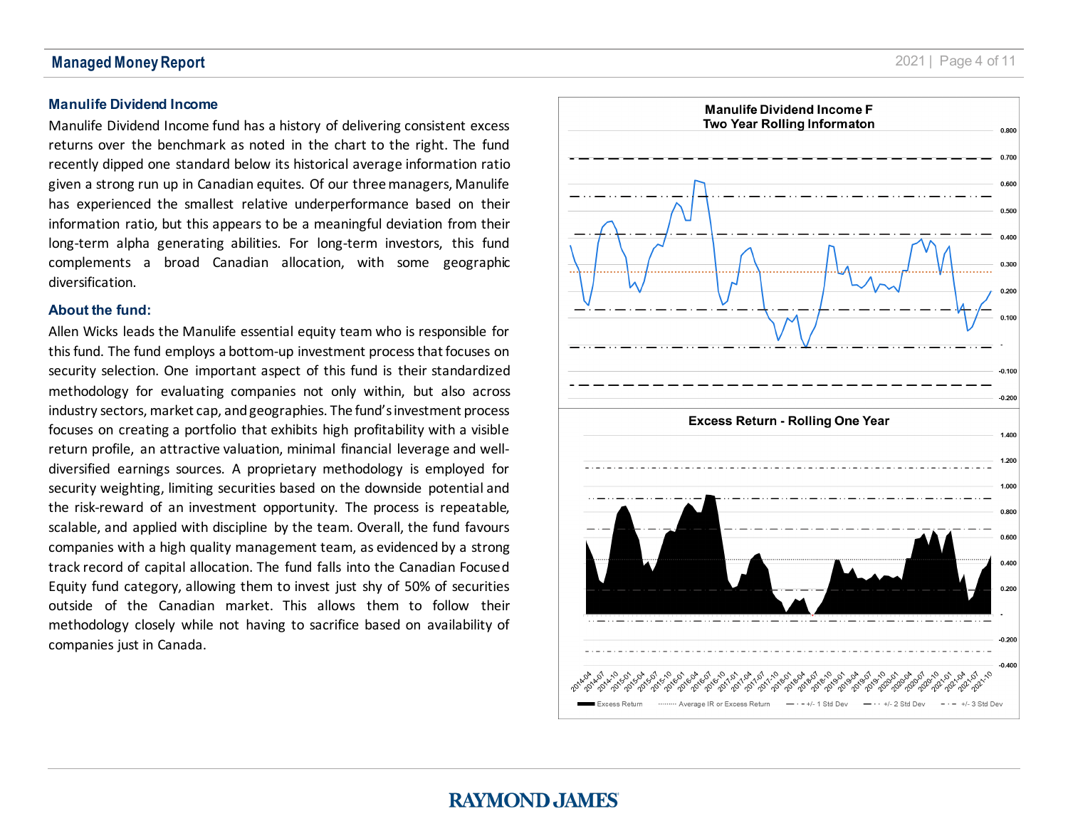### Manulife Dividend Income

Manulife Dividend Income fund has a history of delivering consistent excess returns over the benchmark as noted in the chart to the right. The fund recently dipped one standard below its historical average information ratio given a strong run up in Canadian equites. Of our three managers, Manulife has experienced the smallest relative underperformance based on their information ratio, but this appears to be a meaningful deviation from their long-term alpha generating abilities. For long-term investors, this fund complements a broad Canadian allocation, with some geographic diversification.

### About the fund:

Allen Wicks leads the Manulife essential equity team who is responsible for this fund. The fund employs a bottom-up investment process that focuses on security selection. One important aspect of this fund is their standardized methodology for evaluating companies not only within, but also across industry sectors, market cap, and geographies. The fund's investment process focuses on creating a portfolio that exhibits high profitability with a visible return profile, an attractive valuation, minimal financial leverage and well-diversified earnings sources. A proprietary methodology is employed for security weighting, limiting securities based on the downside potential and the risk-reward of an investment opportunity. The process is repeatable, scalable, and applied with discipline by the team. Overall, the fund favours companies with a high quality management team, as evidenced by a strong track record of capital allocation. The fund falls into the Canadian Focused Equity fund category, allowing them to invest just shy of 50% of securities outside of the Canadian market. This allows them to follow their methodology closely while not having to sacrifice based on availability of companies just in Canada.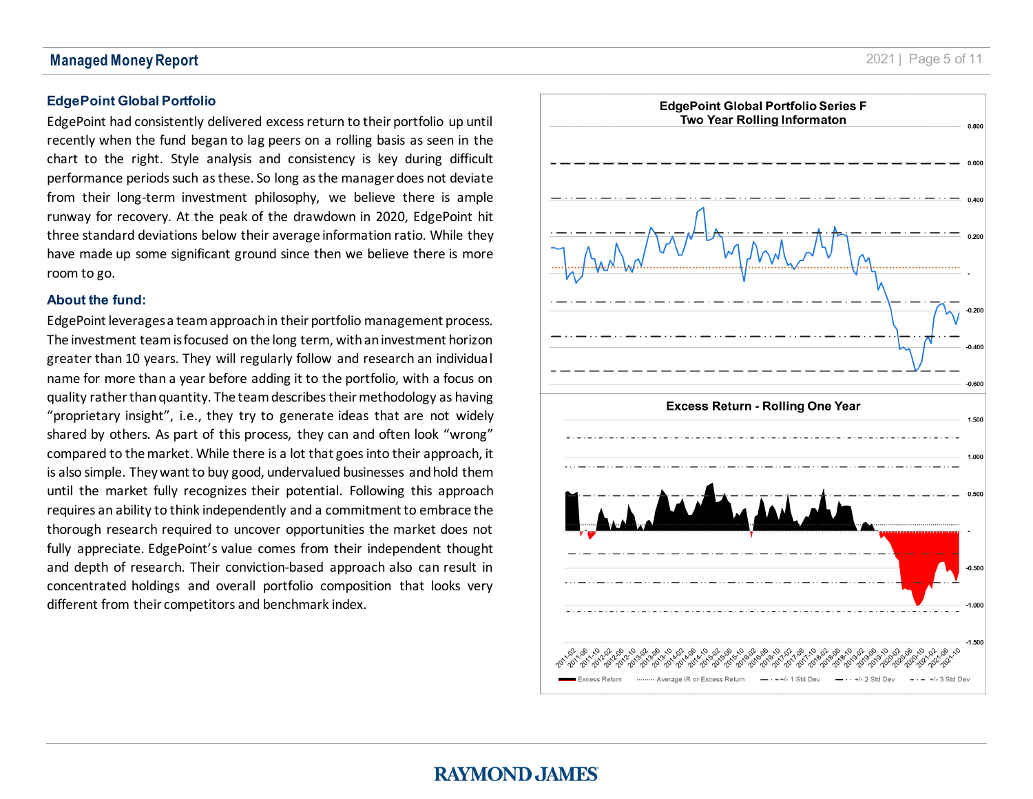## EdgePoint Global Portfolio

EdgePoint had consistently delivered excess return to their portfolio up until recently when the fund began to lag peers on a rolling basis as seen in the chart to the right. Style analysis and consistency is key during difficult performance periods such as these. So long as the manager does not deviate from their long-term investment philosophy, we believe there is ample runway for recovery. At the peak of the drawdown in 2020, EdgePoint hit three standard deviations below their average information ratio. While they have made up some significant ground since then we believe there is more room to go.

### About the fund:

EdgePoint leverages a team approach in their portfolio management process. The investment team is focused on the long term, with an investment horizon greater than 10 years. They will regularly follow and research an individual name for more than a year before adding it to the portfolio, with a focus on quality rather than quantity. The team describes their methodology as having “proprietary insight”, i.e., they try to generate ideas that are not widely shared by others. As part of this process, they can and often look “wrong” compared to the market. While there is a lot that goes into their approach, it is also simple. They want to buy good, undervalued businesses and hold them until the market fully recognizes their potential. Following this approach requires an ability to think independently and a commitment to embrace the thorough research required to uncover opportunities the market does not fully appreciate. EdgePoint’s value comes from their independent thought and depth of research. Their conviction-based approach also can result in concentrated holdings and overall portfolio composition that looks very different from their competitors and benchmark index.

**EdgePoint Global Portfolio Series F**
**Two Year Rolling Informaton**

**Excess Return - Rolling One Year**

Excess Return · Average IR or Excess Return · +/- 1 Std Dev · +/- 2 Std Dev · +/- 3 Std Dev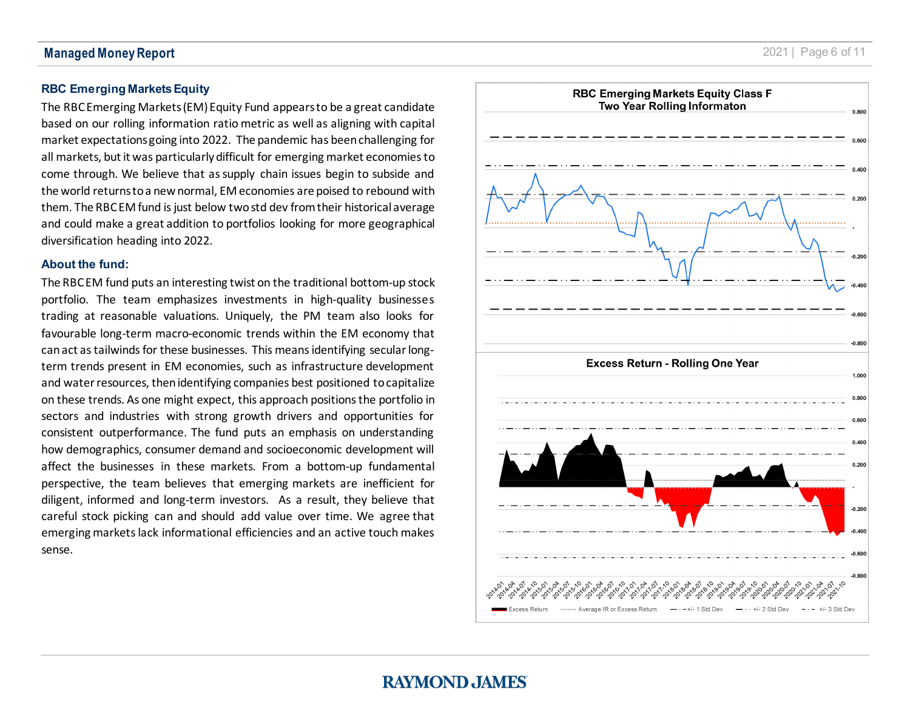## RBC Emerging Markets Equity

The RBC Emerging Markets (EM) Equity Fund appears to be a great candidate based on our rolling information ratio metric as well as aligning with capital market expectations going into 2022. The pandemic has been challenging for all markets, but it was particularly difficult for emerging market economies to come through. We believe that as supply chain issues begin to subside and the world returns to a new normal, EM economies are poised to rebound with them. The RBC EM fund is just below two std dev from their historical average and could make a great addition to portfolios looking for more geographical diversification heading into 2022.

### About the fund:

The RBC EM fund puts an interesting twist on the traditional bottom-up stock portfolio. The team emphasizes investments in high-quality businesses trading at reasonable valuations. Uniquely, the PM team also looks for favourable long-term macro-economic trends within the EM economy that can act as tailwinds for these businesses. This means identifying secular long-term trends present in EM economies, such as infrastructure development and water resources, then identifying companies best positioned to capitalize on these trends. As one might expect, this approach positions the portfolio in sectors and industries with strong growth drivers and opportunities for consistent outperformance. The fund puts an emphasis on understanding how demographics, consumer demand and socioeconomic development will affect the businesses in these markets. From a bottom-up fundamental perspective, the team believes that emerging markets are inefficient for diligent, informed and long-term investors. As a result, they believe that careful stock picking can and should add value over time. We agree that emerging markets lack informational efficiencies and an active touch makes sense.

**RBC Emerging Markets Equity Class F**
**Two Year Rolling Informaton**

**Excess Return - Rolling One Year**

Excess Return ······· Average IR or Excess Return — · — +/- 1 Std Dev — · · +/- 2 Std Dev — · — +/- 3 Std Dev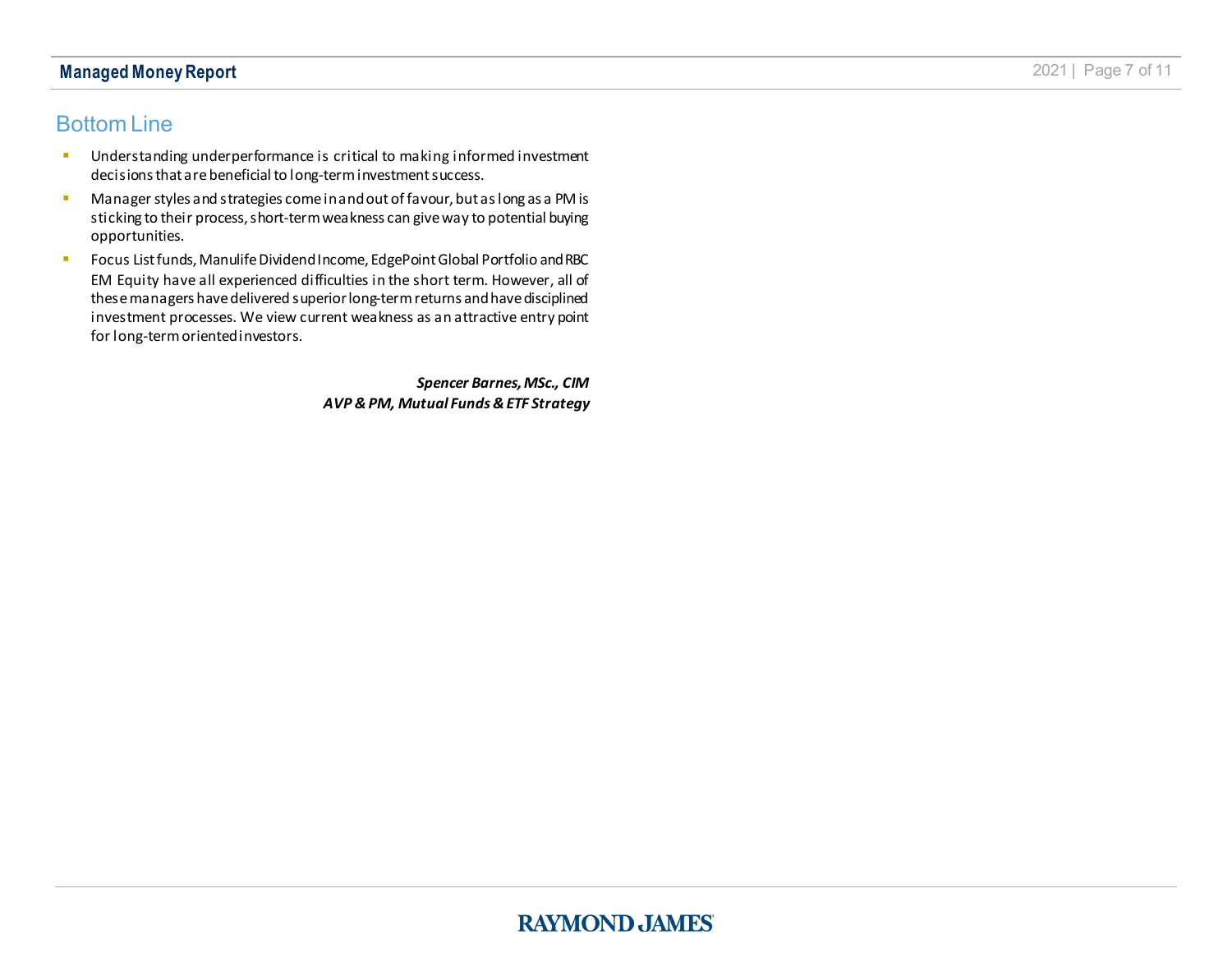## Bottom Line

- Understanding underperformance is critical to making informed investment decisions that are beneficial to long-term investment success.
- Manager styles and strategies come in and out of favour, but as long as a PM is sticking to their process, short-term weakness can give way to potential buying opportunities.
- Focus List funds, Manulife Dividend Income, EdgePoint Global Portfolio and RBC EM Equity have all experienced difficulties in the short term. However, all of these managers have delivered superior long-term returns and have disciplined investment processes. We view current weakness as an attractive entry point for long-term oriented investors.

***Spencer Barnes, MSc., CIM***
***AVP & PM, Mutual Funds & ETF Strategy***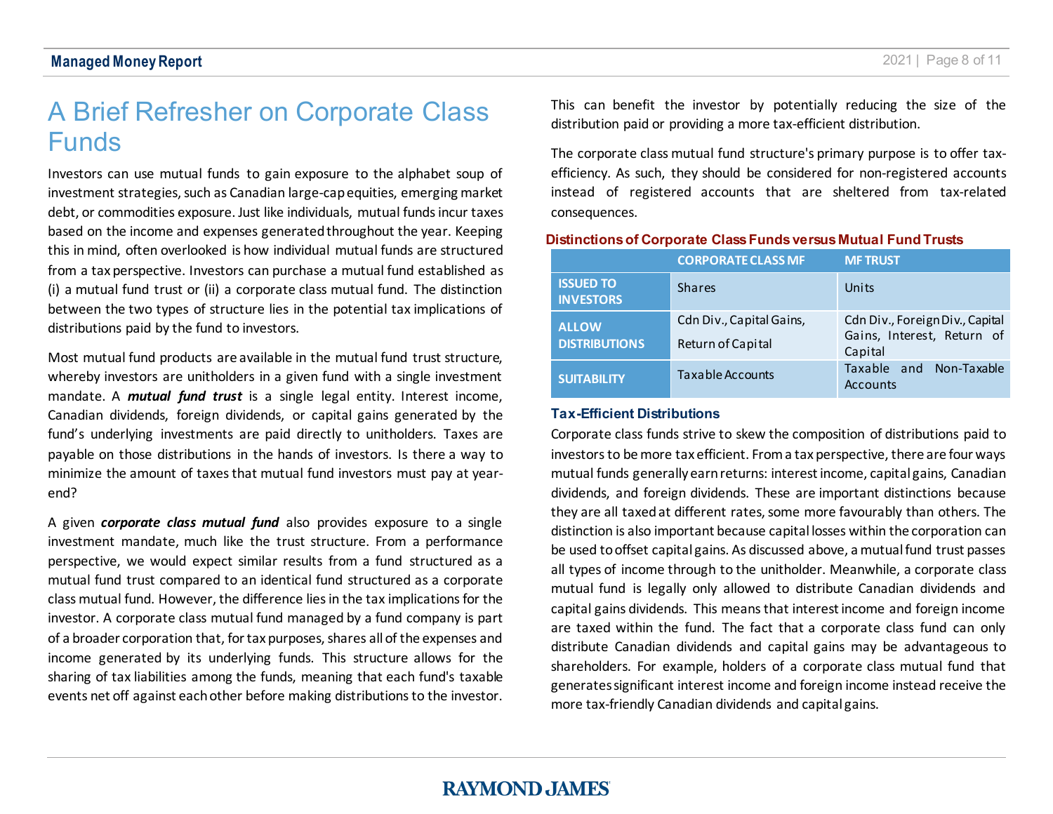# A Brief Refresher on Corporate Class Funds

Investors can use mutual funds to gain exposure to the alphabet soup of investment strategies, such as Canadian large-cap equities, emerging market debt, or commodities exposure. Just like individuals, mutual funds incur taxes based on the income and expenses generated throughout the year. Keeping this in mind, often overlooked is how individual mutual funds are structured from a tax perspective. Investors can purchase a mutual fund established as (i) a mutual fund trust or (ii) a corporate class mutual fund. The distinction between the two types of structure lies in the potential tax implications of distributions paid by the fund to investors.

Most mutual fund products are available in the mutual fund trust structure, whereby investors are unitholders in a given fund with a single investment mandate. A ***mutual fund trust*** is a single legal entity. Interest income, Canadian dividends, foreign dividends, or capital gains generated by the fund's underlying investments are paid directly to unitholders. Taxes are payable on those distributions in the hands of investors. Is there a way to minimize the amount of taxes that mutual fund investors must pay at year-end?

A given ***corporate class mutual fund*** also provides exposure to a single investment mandate, much like the trust structure. From a performance perspective, we would expect similar results from a fund structured as a mutual fund trust compared to an identical fund structured as a corporate class mutual fund. However, the difference lies in the tax implications for the investor. A corporate class mutual fund managed by a fund company is part of a broader corporation that, for tax purposes, shares all of the expenses and income generated by its underlying funds. This structure allows for the sharing of tax liabilities among the funds, meaning that each fund's taxable events net off against each other before making distributions to the investor. This can benefit the investor by potentially reducing the size of the distribution paid or providing a more tax-efficient distribution.

The corporate class mutual fund structure's primary purpose is to offer tax-efficiency. As such, they should be considered for non-registered accounts instead of registered accounts that are sheltered from tax-related consequences.

**Distinctions of Corporate Class Funds versus Mutual Fund Trusts**

| | CORPORATE CLASS MF | MF TRUST |
|---|---|---|
| **ISSUED TO INVESTORS** | Shares | Units |
| **ALLOW DISTRIBUTIONS** | Cdn Div., Capital Gains, Return of Capital | Cdn Div., Foreign Div., Capital Gains, Interest, Return of Capital |
| **SUITABILITY** | Taxable Accounts | Taxable and Non-Taxable Accounts |

### Tax-Efficient Distributions

Corporate class funds strive to skew the composition of distributions paid to investors to be more tax efficient. From a tax perspective, there are four ways mutual funds generally earn returns: interest income, capital gains, Canadian dividends, and foreign dividends. These are important distinctions because they are all taxed at different rates, some more favourably than others. The distinction is also important because capital losses within the corporation can be used to offset capital gains. As discussed above, a mutual fund trust passes all types of income through to the unitholder. Meanwhile, a corporate class mutual fund is legally only allowed to distribute Canadian dividends and capital gains dividends. This means that interest income and foreign income are taxed within the fund. The fact that a corporate class fund can only distribute Canadian dividends and capital gains may be advantageous to shareholders. For example, holders of a corporate class mutual fund that generates significant interest income and foreign income instead receive the more tax-friendly Canadian dividends and capital gains.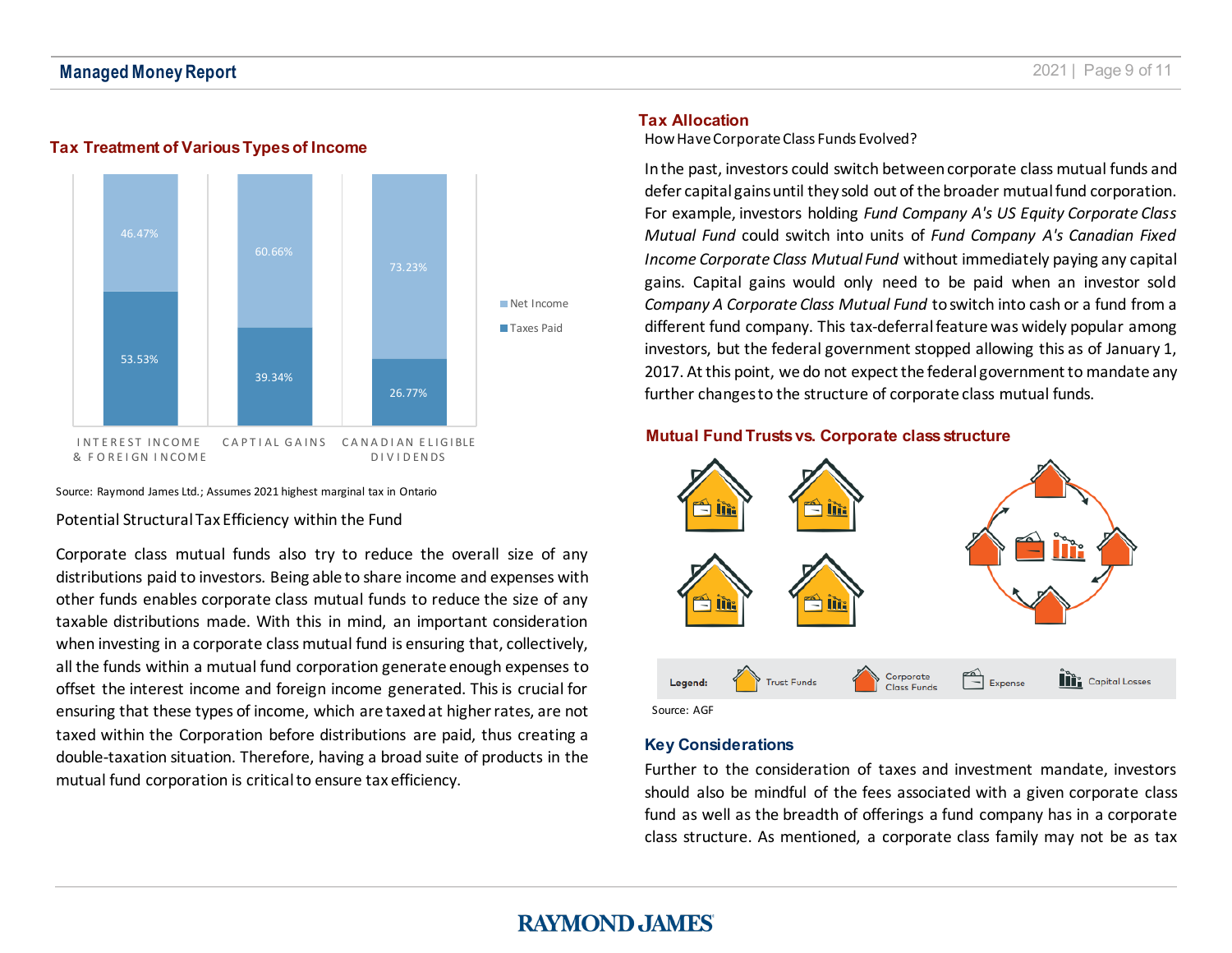## Tax Treatment of Various Types of Income

| | Interest Income & Foreign Income | Captial Gains | Canadian Eligible Dividends |
|---|---|---|---|
| Net Income | 46.47% | 60.66% | 73.23% |
| Taxes Paid | 53.53% | 39.34% | 26.77% |

Source: Raymond James Ltd.; Assumes 2021 highest marginal tax in Ontario

Potential Structural Tax Efficiency within the Fund

Corporate class mutual funds also try to reduce the overall size of any distributions paid to investors. Being able to share income and expenses with other funds enables corporate class mutual funds to reduce the size of any taxable distributions made. With this in mind, an important consideration when investing in a corporate class mutual fund is ensuring that, collectively, all the funds within a mutual fund corporation generate enough expenses to offset the interest income and foreign income generated. This is crucial for ensuring that these types of income, which are taxed at higher rates, are not taxed within the Corporation before distributions are paid, thus creating a double-taxation situation. Therefore, having a broad suite of products in the mutual fund corporation is critical to ensure tax efficiency.

## Tax Allocation

How Have Corporate Class Funds Evolved?

In the past, investors could switch between corporate class mutual funds and defer capital gains until they sold out of the broader mutual fund corporation. For example, investors holding *Fund Company A's US Equity Corporate Class Mutual Fund* could switch into units of *Fund Company A's Canadian Fixed Income Corporate Class Mutual Fund* without immediately paying any capital gains. Capital gains would only need to be paid when an investor sold *Company A Corporate Class Mutual Fund* to switch into cash or a fund from a different fund company. This tax-deferral feature was widely popular among investors, but the federal government stopped allowing this as of January 1, 2017. At this point, we do not expect the federal government to mandate any further changes to the structure of corporate class mutual funds.

## Mutual Fund Trusts vs. Corporate class structure

Legend: Trust Funds; Corporate Class Funds; Expense; Capital Losses

Source: AGF

## Key Considerations

Further to the consideration of taxes and investment mandate, investors should also be mindful of the fees associated with a given corporate class fund as well as the breadth of offerings a fund company has in a corporate class structure. As mentioned, a corporate class family may not be as tax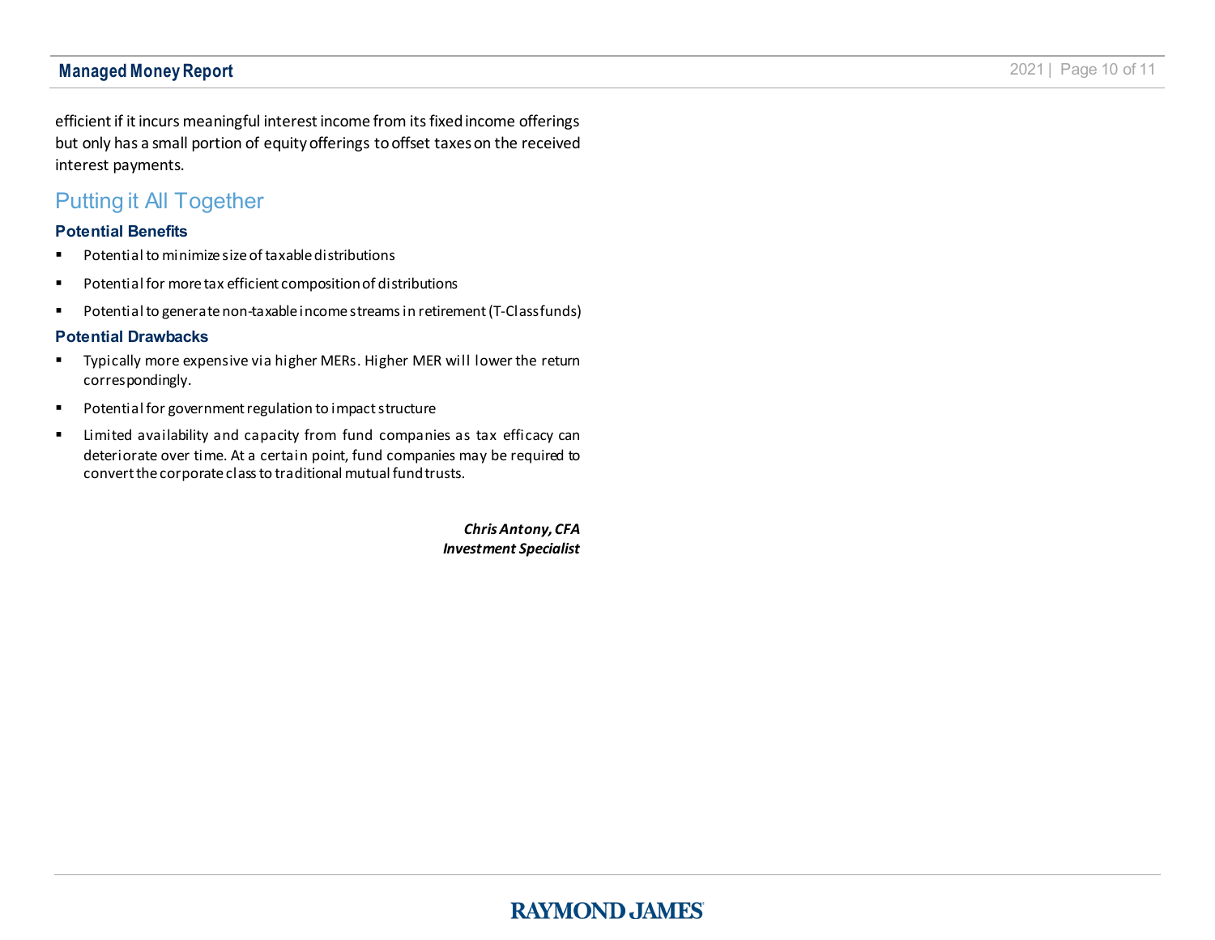efficient if it incurs meaningful interest income from its fixed income offerings but only has a small portion of equity offerings to offset taxes on the received interest payments.

## Putting it All Together

### Potential Benefits

- Potential to minimize size of taxable distributions
- Potential for more tax efficient composition of distributions
- Potential to generate non-taxable income streams in retirement (T-Class funds)

### Potential Drawbacks

- Typically more expensive via higher MERs. Higher MER will lower the return correspondingly.
- Potential for government regulation to impact structure
- Limited availability and capacity from fund companies as tax efficacy can deteriorate over time. At a certain point, fund companies may be required to convert the corporate class to traditional mutual fund trusts.

***Chris Antony, CFA***
***Investment Specialist***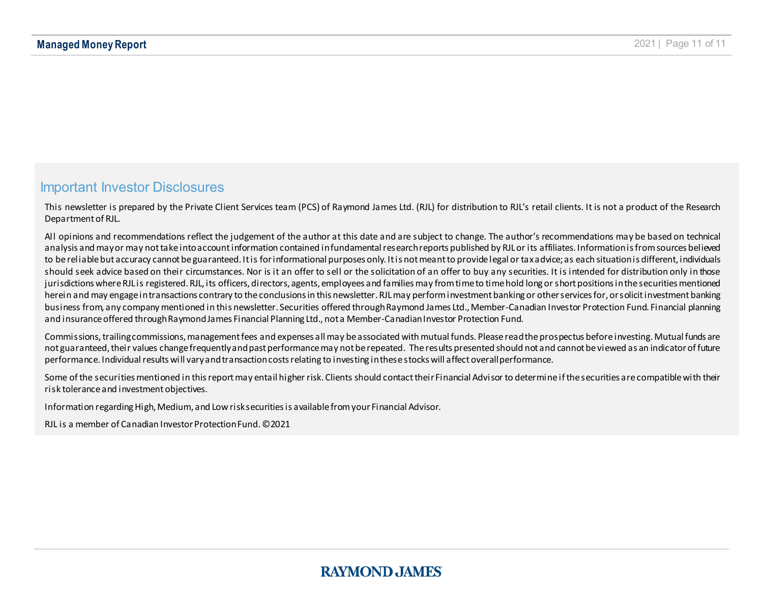## Important Investor Disclosures

This newsletter is prepared by the Private Client Services team (PCS) of Raymond James Ltd. (RJL) for distribution to RJL's retail clients. It is not a product of the Research Department of RJL.

All opinions and recommendations reflect the judgement of the author at this date and are subject to change. The author's recommendations may be based on technical analysis and may or may not take into account information contained in fundamental research reports published by RJL or its affiliates. Information is from sources believed to be reliable but accuracy cannot be guaranteed. It is for informational purposes only. It is not meant to provide legal or tax advice; as each situation is different, individuals should seek advice based on their circumstances. Nor is it an offer to sell or the solicitation of an offer to buy any securities. It is intended for distribution only in those jurisdictions where RJL is registered. RJL, its officers, directors, agents, employees and families may from time to time hold long or short positions in the securities mentioned herein and may engage in transactions contrary to the conclusions in this newsletter. RJL may perform investment banking or other services for, or solicit investment banking business from, any company mentioned in this newsletter. Securities offered through Raymond James Ltd., Member-Canadian Investor Protection Fund. Financial planning and insurance offered through Raymond James Financial Planning Ltd., not a Member-Canadian Investor Protection Fund.

Commissions, trailing commissions, management fees and expenses all may be associated with mutual funds. Please read the prospectus before investing. Mutual funds are not guaranteed, their values change frequently and past performance may not be repeated. The results presented should not and cannot be viewed as an indicator of future performance. Individual results will vary and transaction costs relating to investing in these stocks will affect overall performance.

Some of the securities mentioned in this report may entail higher risk. Clients should contact their Financial Advisor to determine if the securities are compatible with their risk tolerance and investment objectives.

Information regarding High, Medium, and Low risk securities is available from your Financial Advisor.

RJL is a member of Canadian Investor Protection Fund. ©2021